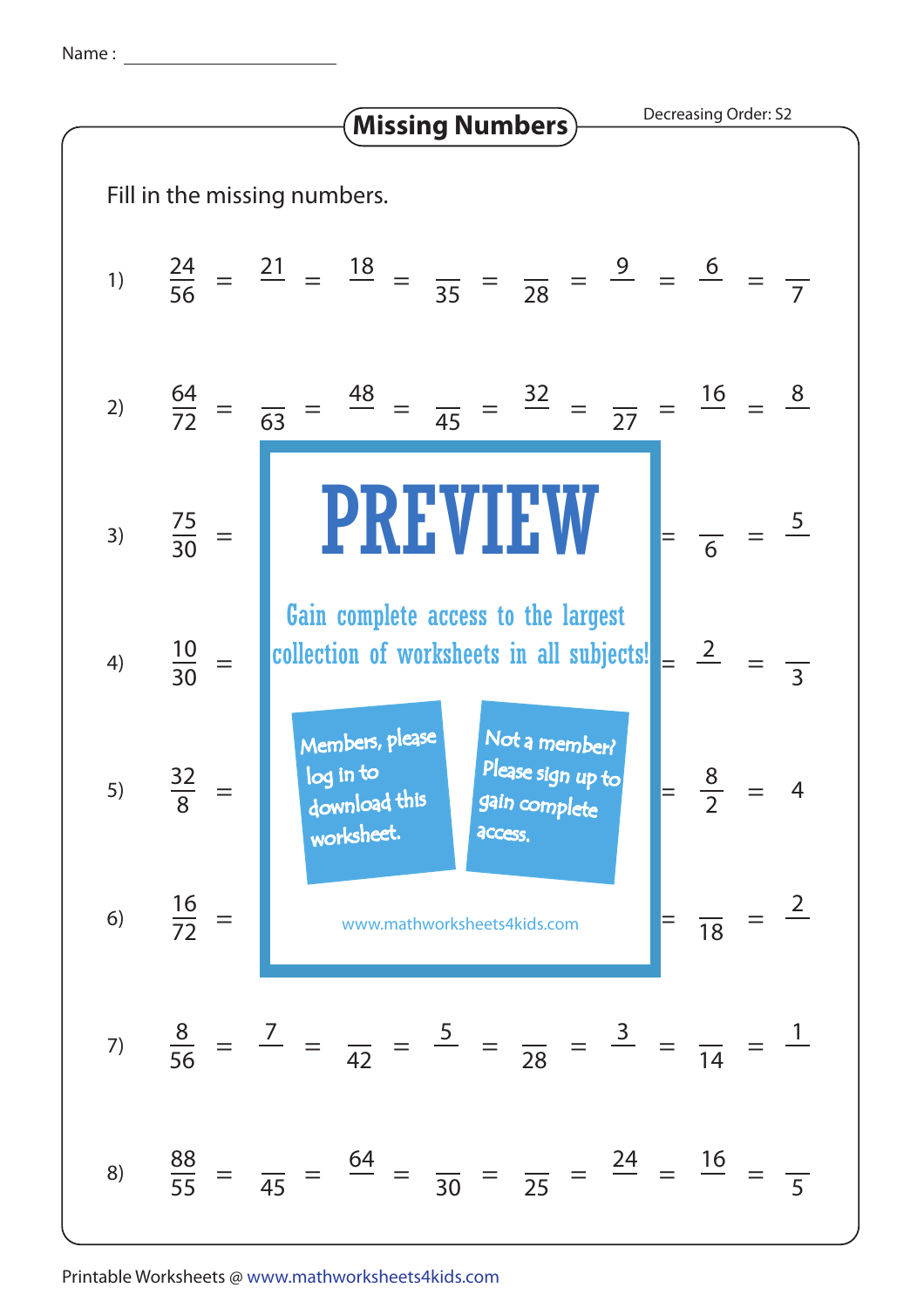Name : ______________________

## Missing Numbers

Decreasing Order: S2

Fill in the missing numbers.

1) $\frac{24}{56} = \frac{21}{\phantom{00}} = \frac{18}{\phantom{00}} = \frac{\phantom{00}}{35} = \frac{\phantom{00}}{28} = \frac{9}{\phantom{00}} = \frac{6}{\phantom{00}} = \frac{\phantom{00}}{7}$

2) $\frac{64}{72} = \frac{\phantom{00}}{63} = \frac{48}{\phantom{00}} = \frac{\phantom{00}}{45} = \frac{32}{\phantom{00}} = \frac{\phantom{00}}{27} = \frac{16}{\phantom{00}} = \frac{8}{\phantom{00}}$

3) $\frac{75}{30} = \ \ldots \ = \frac{\phantom{00}}{6} = \frac{5}{\phantom{00}}$

4) $\frac{10}{30} = \ \ldots \ = \frac{2}{\phantom{00}} = \frac{\phantom{00}}{3}$

5) $\frac{32}{8} = \ \ldots \ = \frac{8}{2} = 4$

6) $\frac{16}{72} = \ \ldots \ = \frac{\phantom{00}}{18} = \frac{2}{\phantom{00}}$

7) $\frac{8}{56} = \frac{7}{\phantom{00}} = \frac{\phantom{00}}{42} = \frac{5}{\phantom{00}} = \frac{\phantom{00}}{28} = \frac{3}{\phantom{00}} = \frac{\phantom{00}}{14} = \frac{1}{\phantom{00}}$

8) $\frac{88}{55} = \frac{\phantom{00}}{45} = \frac{64}{\phantom{00}} = \frac{\phantom{00}}{30} = \frac{\phantom{00}}{25} = \frac{24}{\phantom{00}} = \frac{16}{\phantom{00}} = \frac{\phantom{00}}{5}$

PREVIEW

Gain complete access to the largest collection of worksheets in all subjects!

Members, please log in to download this worksheet.

Not a member? Please sign up to gain complete access.

www.mathworksheets4kids.com

Printable Worksheets @ www.mathworksheets4kids.com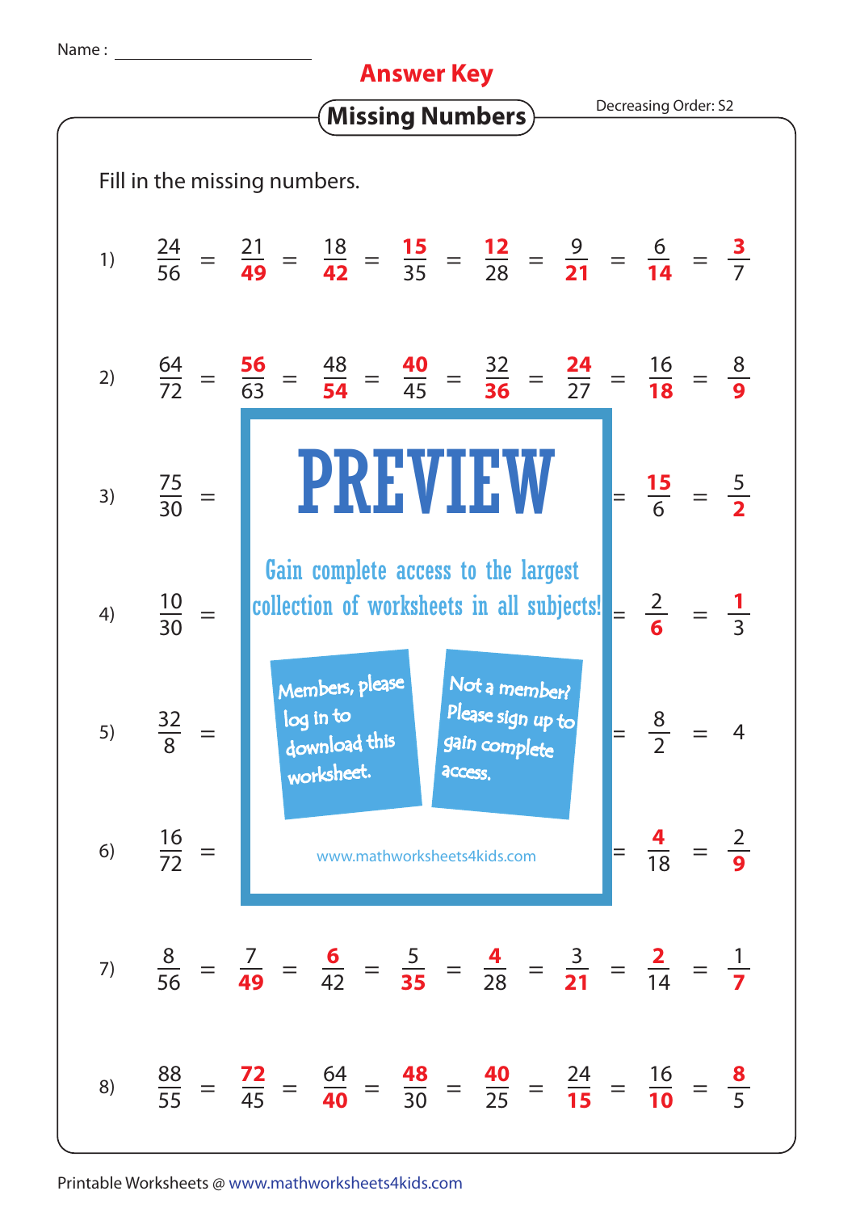Name : ______________________

**Answer Key**

## Missing Numbers

Decreasing Order: S2

Fill in the missing numbers.

1) $\frac{24}{56} = \frac{21}{\mathbf{49}} = \frac{18}{\mathbf{42}} = \frac{\mathbf{15}}{35} = \frac{\mathbf{12}}{28} = \frac{9}{\mathbf{21}} = \frac{6}{\mathbf{14}} = \frac{\mathbf{3}}{7}$

2) $\frac{64}{72} = \frac{\mathbf{56}}{63} = \frac{48}{\mathbf{54}} = \frac{\mathbf{40}}{45} = \frac{32}{\mathbf{36}} = \frac{\mathbf{24}}{27} = \frac{16}{\mathbf{18}} = \frac{8}{\mathbf{9}}$

3) $\frac{75}{30} =$ ... $= \frac{\mathbf{15}}{6} = \frac{5}{\mathbf{2}}$

4) $\frac{10}{30} =$ ... $= \frac{2}{\mathbf{6}} = \frac{\mathbf{1}}{3}$

5) $\frac{32}{8} =$ ... $= \frac{8}{2} = 4$

6) $\frac{16}{72} =$ ... $= \frac{\mathbf{4}}{18} = \frac{2}{\mathbf{9}}$

7) $\frac{8}{56} = \frac{7}{\mathbf{49}} = \frac{\mathbf{6}}{42} = \frac{5}{\mathbf{35}} = \frac{\mathbf{4}}{28} = \frac{3}{\mathbf{21}} = \frac{\mathbf{2}}{14} = \frac{1}{\mathbf{7}}$

8) $\frac{88}{55} = \frac{\mathbf{72}}{45} = \frac{64}{\mathbf{40}} = \frac{\mathbf{48}}{30} = \frac{\mathbf{40}}{25} = \frac{24}{\mathbf{15}} = \frac{16}{\mathbf{10}} = \frac{\mathbf{8}}{5}$

**PREVIEW**

Gain complete access to the largest collection of worksheets in all subjects!

Members, please log in to download this worksheet.

Not a member? Please sign up to gain complete access.

www.mathworksheets4kids.com

Printable Worksheets @ www.mathworksheets4kids.com